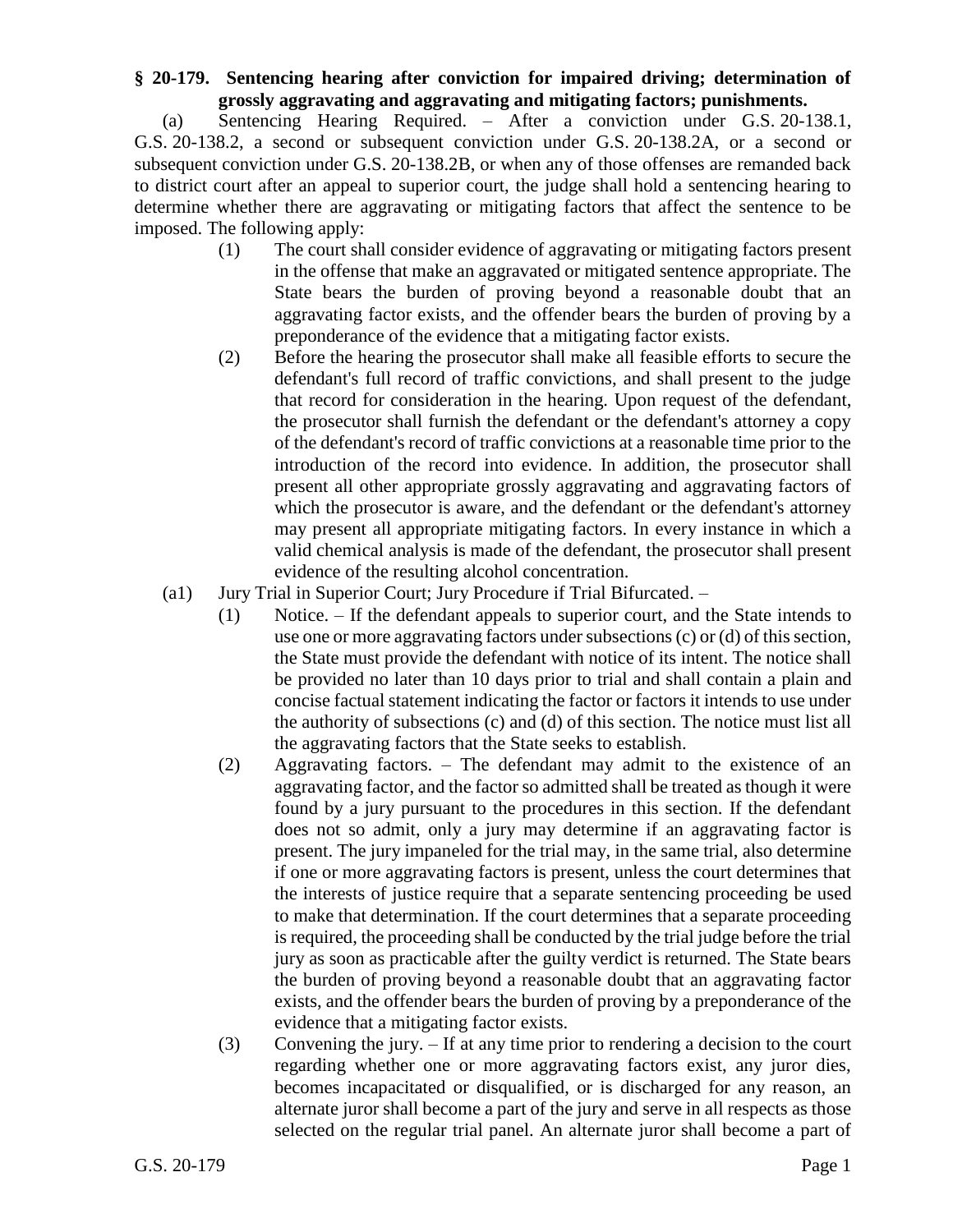**§ 20-179. Sentencing hearing after conviction for impaired driving; determination of grossly aggravating and aggravating and mitigating factors; punishments.**

(a) Sentencing Hearing Required. – After a conviction under G.S. 20-138.1, G.S. 20-138.2, a second or subsequent conviction under G.S. 20-138.2A, or a second or subsequent conviction under G.S. 20-138.2B, or when any of those offenses are remanded back to district court after an appeal to superior court, the judge shall hold a sentencing hearing to determine whether there are aggravating or mitigating factors that affect the sentence to be imposed. The following apply:

(1) The court shall consider evidence of aggravating or mitigating factors present in the offense that make an aggravated or mitigated sentence appropriate. The State bears the burden of proving beyond a reasonable doubt that an aggravating factor exists, and the offender bears the burden of proving by a preponderance of the evidence that a mitigating factor exists.

(2) Before the hearing the prosecutor shall make all feasible efforts to secure the defendant's full record of traffic convictions, and shall present to the judge that record for consideration in the hearing. Upon request of the defendant, the prosecutor shall furnish the defendant or the defendant's attorney a copy of the defendant's record of traffic convictions at a reasonable time prior to the introduction of the record into evidence. In addition, the prosecutor shall present all other appropriate grossly aggravating and aggravating factors of which the prosecutor is aware, and the defendant or the defendant's attorney may present all appropriate mitigating factors. In every instance in which a valid chemical analysis is made of the defendant, the prosecutor shall present evidence of the resulting alcohol concentration.

(a1) Jury Trial in Superior Court; Jury Procedure if Trial Bifurcated. –

(1) Notice. – If the defendant appeals to superior court, and the State intends to use one or more aggravating factors under subsections (c) or (d) of this section, the State must provide the defendant with notice of its intent. The notice shall be provided no later than 10 days prior to trial and shall contain a plain and concise factual statement indicating the factor or factors it intends to use under the authority of subsections (c) and (d) of this section. The notice must list all the aggravating factors that the State seeks to establish.

(2) Aggravating factors. – The defendant may admit to the existence of an aggravating factor, and the factor so admitted shall be treated as though it were found by a jury pursuant to the procedures in this section. If the defendant does not so admit, only a jury may determine if an aggravating factor is present. The jury impaneled for the trial may, in the same trial, also determine if one or more aggravating factors is present, unless the court determines that the interests of justice require that a separate sentencing proceeding be used to make that determination. If the court determines that a separate proceeding is required, the proceeding shall be conducted by the trial judge before the trial jury as soon as practicable after the guilty verdict is returned. The State bears the burden of proving beyond a reasonable doubt that an aggravating factor exists, and the offender bears the burden of proving by a preponderance of the evidence that a mitigating factor exists.

(3) Convening the jury. – If at any time prior to rendering a decision to the court regarding whether one or more aggravating factors exist, any juror dies, becomes incapacitated or disqualified, or is discharged for any reason, an alternate juror shall become a part of the jury and serve in all respects as those selected on the regular trial panel. An alternate juror shall become a part of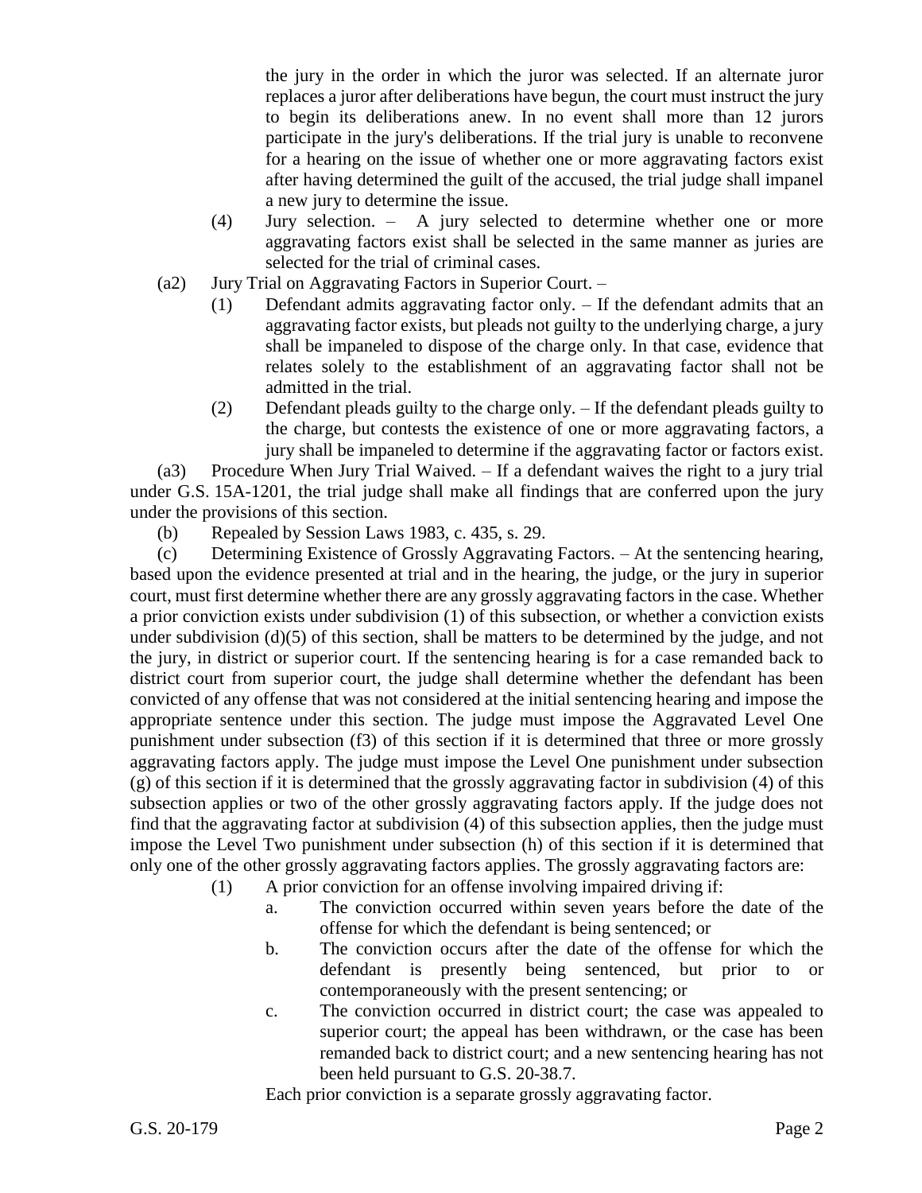the jury in the order in which the juror was selected. If an alternate juror replaces a juror after deliberations have begun, the court must instruct the jury to begin its deliberations anew. In no event shall more than 12 jurors participate in the jury's deliberations. If the trial jury is unable to reconvene for a hearing on the issue of whether one or more aggravating factors exist after having determined the guilt of the accused, the trial judge shall impanel a new jury to determine the issue.

(4) Jury selection. – A jury selected to determine whether one or more aggravating factors exist shall be selected in the same manner as juries are selected for the trial of criminal cases.

(a2) Jury Trial on Aggravating Factors in Superior Court. –

(1) Defendant admits aggravating factor only. – If the defendant admits that an aggravating factor exists, but pleads not guilty to the underlying charge, a jury shall be impaneled to dispose of the charge only. In that case, evidence that relates solely to the establishment of an aggravating factor shall not be admitted in the trial.

(2) Defendant pleads guilty to the charge only. – If the defendant pleads guilty to the charge, but contests the existence of one or more aggravating factors, a jury shall be impaneled to determine if the aggravating factor or factors exist.

(a3) Procedure When Jury Trial Waived. – If a defendant waives the right to a jury trial under G.S. 15A-1201, the trial judge shall make all findings that are conferred upon the jury under the provisions of this section.

(b) Repealed by Session Laws 1983, c. 435, s. 29.

(c) Determining Existence of Grossly Aggravating Factors. – At the sentencing hearing, based upon the evidence presented at trial and in the hearing, the judge, or the jury in superior court, must first determine whether there are any grossly aggravating factors in the case. Whether a prior conviction exists under subdivision (1) of this subsection, or whether a conviction exists under subdivision (d)(5) of this section, shall be matters to be determined by the judge, and not the jury, in district or superior court. If the sentencing hearing is for a case remanded back to district court from superior court, the judge shall determine whether the defendant has been convicted of any offense that was not considered at the initial sentencing hearing and impose the appropriate sentence under this section. The judge must impose the Aggravated Level One punishment under subsection (f3) of this section if it is determined that three or more grossly aggravating factors apply. The judge must impose the Level One punishment under subsection (g) of this section if it is determined that the grossly aggravating factor in subdivision (4) of this subsection applies or two of the other grossly aggravating factors apply. If the judge does not find that the aggravating factor at subdivision (4) of this subsection applies, then the judge must impose the Level Two punishment under subsection (h) of this section if it is determined that only one of the other grossly aggravating factors applies. The grossly aggravating factors are:

(1) A prior conviction for an offense involving impaired driving if:

a. The conviction occurred within seven years before the date of the offense for which the defendant is being sentenced; or

b. The conviction occurs after the date of the offense for which the defendant is presently being sentenced, but prior to or contemporaneously with the present sentencing; or

c. The conviction occurred in district court; the case was appealed to superior court; the appeal has been withdrawn, or the case has been remanded back to district court; and a new sentencing hearing has not been held pursuant to G.S. 20-38.7.

Each prior conviction is a separate grossly aggravating factor.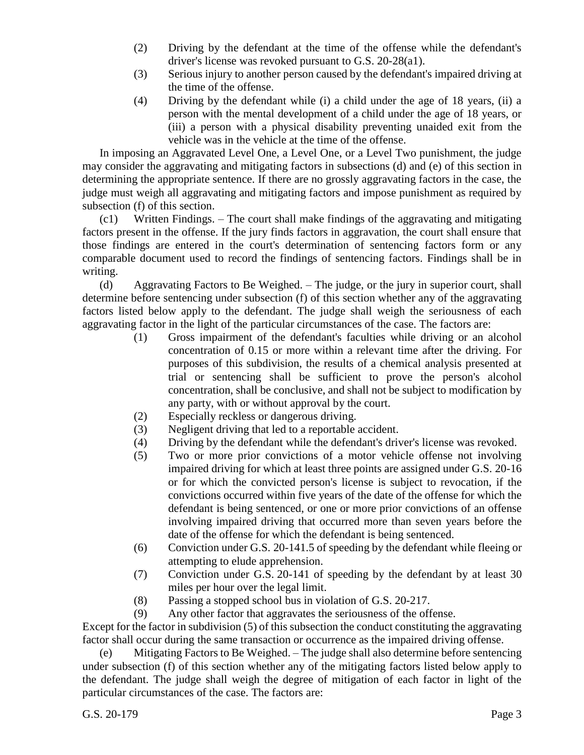(2) Driving by the defendant at the time of the offense while the defendant's driver's license was revoked pursuant to G.S. 20-28(a1).

(3) Serious injury to another person caused by the defendant's impaired driving at the time of the offense.

(4) Driving by the defendant while (i) a child under the age of 18 years, (ii) a person with the mental development of a child under the age of 18 years, or (iii) a person with a physical disability preventing unaided exit from the vehicle was in the vehicle at the time of the offense.

In imposing an Aggravated Level One, a Level One, or a Level Two punishment, the judge may consider the aggravating and mitigating factors in subsections (d) and (e) of this section in determining the appropriate sentence. If there are no grossly aggravating factors in the case, the judge must weigh all aggravating and mitigating factors and impose punishment as required by subsection (f) of this section.

(c1) Written Findings. – The court shall make findings of the aggravating and mitigating factors present in the offense. If the jury finds factors in aggravation, the court shall ensure that those findings are entered in the court's determination of sentencing factors form or any comparable document used to record the findings of sentencing factors. Findings shall be in writing.

(d) Aggravating Factors to Be Weighed. – The judge, or the jury in superior court, shall determine before sentencing under subsection (f) of this section whether any of the aggravating factors listed below apply to the defendant. The judge shall weigh the seriousness of each aggravating factor in the light of the particular circumstances of the case. The factors are:

(1) Gross impairment of the defendant's faculties while driving or an alcohol concentration of 0.15 or more within a relevant time after the driving. For purposes of this subdivision, the results of a chemical analysis presented at trial or sentencing shall be sufficient to prove the person's alcohol concentration, shall be conclusive, and shall not be subject to modification by any party, with or without approval by the court.

(2) Especially reckless or dangerous driving.

(3) Negligent driving that led to a reportable accident.

(4) Driving by the defendant while the defendant's driver's license was revoked.

(5) Two or more prior convictions of a motor vehicle offense not involving impaired driving for which at least three points are assigned under G.S. 20-16 or for which the convicted person's license is subject to revocation, if the convictions occurred within five years of the date of the offense for which the defendant is being sentenced, or one or more prior convictions of an offense involving impaired driving that occurred more than seven years before the date of the offense for which the defendant is being sentenced.

(6) Conviction under G.S. 20-141.5 of speeding by the defendant while fleeing or attempting to elude apprehension.

(7) Conviction under G.S. 20-141 of speeding by the defendant by at least 30 miles per hour over the legal limit.

(8) Passing a stopped school bus in violation of G.S. 20-217.

(9) Any other factor that aggravates the seriousness of the offense.

Except for the factor in subdivision (5) of this subsection the conduct constituting the aggravating factor shall occur during the same transaction or occurrence as the impaired driving offense.

(e) Mitigating Factors to Be Weighed. – The judge shall also determine before sentencing under subsection (f) of this section whether any of the mitigating factors listed below apply to the defendant. The judge shall weigh the degree of mitigation of each factor in light of the particular circumstances of the case. The factors are: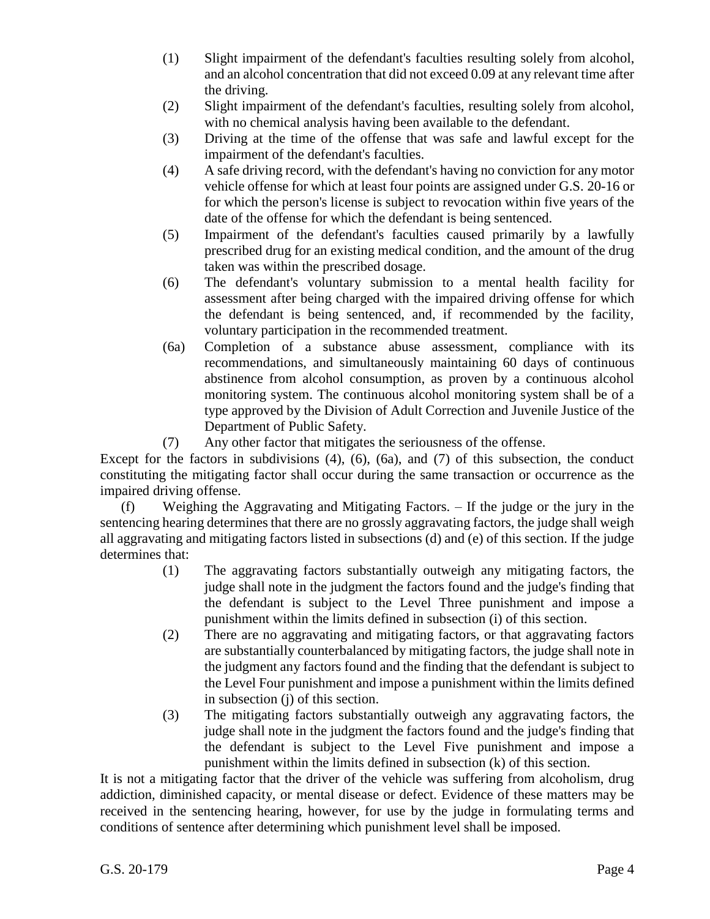(1) Slight impairment of the defendant's faculties resulting solely from alcohol, and an alcohol concentration that did not exceed 0.09 at any relevant time after the driving.

(2) Slight impairment of the defendant's faculties, resulting solely from alcohol, with no chemical analysis having been available to the defendant.

(3) Driving at the time of the offense that was safe and lawful except for the impairment of the defendant's faculties.

(4) A safe driving record, with the defendant's having no conviction for any motor vehicle offense for which at least four points are assigned under G.S. 20-16 or for which the person's license is subject to revocation within five years of the date of the offense for which the defendant is being sentenced.

(5) Impairment of the defendant's faculties caused primarily by a lawfully prescribed drug for an existing medical condition, and the amount of the drug taken was within the prescribed dosage.

(6) The defendant's voluntary submission to a mental health facility for assessment after being charged with the impaired driving offense for which the defendant is being sentenced, and, if recommended by the facility, voluntary participation in the recommended treatment.

(6a) Completion of a substance abuse assessment, compliance with its recommendations, and simultaneously maintaining 60 days of continuous abstinence from alcohol consumption, as proven by a continuous alcohol monitoring system. The continuous alcohol monitoring system shall be of a type approved by the Division of Adult Correction and Juvenile Justice of the Department of Public Safety.

(7) Any other factor that mitigates the seriousness of the offense.

Except for the factors in subdivisions (4), (6), (6a), and (7) of this subsection, the conduct constituting the mitigating factor shall occur during the same transaction or occurrence as the impaired driving offense.

(f) Weighing the Aggravating and Mitigating Factors. – If the judge or the jury in the sentencing hearing determines that there are no grossly aggravating factors, the judge shall weigh all aggravating and mitigating factors listed in subsections (d) and (e) of this section. If the judge determines that:

(1) The aggravating factors substantially outweigh any mitigating factors, the judge shall note in the judgment the factors found and the judge's finding that the defendant is subject to the Level Three punishment and impose a punishment within the limits defined in subsection (i) of this section.

(2) There are no aggravating and mitigating factors, or that aggravating factors are substantially counterbalanced by mitigating factors, the judge shall note in the judgment any factors found and the finding that the defendant is subject to the Level Four punishment and impose a punishment within the limits defined in subsection (j) of this section.

(3) The mitigating factors substantially outweigh any aggravating factors, the judge shall note in the judgment the factors found and the judge's finding that the defendant is subject to the Level Five punishment and impose a punishment within the limits defined in subsection (k) of this section.

It is not a mitigating factor that the driver of the vehicle was suffering from alcoholism, drug addiction, diminished capacity, or mental disease or defect. Evidence of these matters may be received in the sentencing hearing, however, for use by the judge in formulating terms and conditions of sentence after determining which punishment level shall be imposed.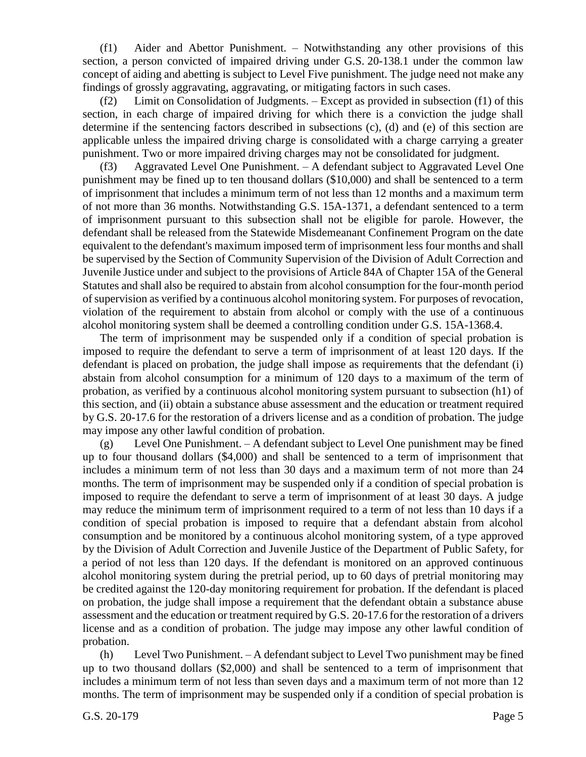(f1) Aider and Abettor Punishment. – Notwithstanding any other provisions of this section, a person convicted of impaired driving under G.S. 20-138.1 under the common law concept of aiding and abetting is subject to Level Five punishment. The judge need not make any findings of grossly aggravating, aggravating, or mitigating factors in such cases.

(f2) Limit on Consolidation of Judgments. – Except as provided in subsection (f1) of this section, in each charge of impaired driving for which there is a conviction the judge shall determine if the sentencing factors described in subsections (c), (d) and (e) of this section are applicable unless the impaired driving charge is consolidated with a charge carrying a greater punishment. Two or more impaired driving charges may not be consolidated for judgment.

(f3) Aggravated Level One Punishment. – A defendant subject to Aggravated Level One punishment may be fined up to ten thousand dollars ($10,000) and shall be sentenced to a term of imprisonment that includes a minimum term of not less than 12 months and a maximum term of not more than 36 months. Notwithstanding G.S. 15A-1371, a defendant sentenced to a term of imprisonment pursuant to this subsection shall not be eligible for parole. However, the defendant shall be released from the Statewide Misdemeanant Confinement Program on the date equivalent to the defendant's maximum imposed term of imprisonment less four months and shall be supervised by the Section of Community Supervision of the Division of Adult Correction and Juvenile Justice under and subject to the provisions of Article 84A of Chapter 15A of the General Statutes and shall also be required to abstain from alcohol consumption for the four-month period of supervision as verified by a continuous alcohol monitoring system. For purposes of revocation, violation of the requirement to abstain from alcohol or comply with the use of a continuous alcohol monitoring system shall be deemed a controlling condition under G.S. 15A-1368.4.

The term of imprisonment may be suspended only if a condition of special probation is imposed to require the defendant to serve a term of imprisonment of at least 120 days. If the defendant is placed on probation, the judge shall impose as requirements that the defendant (i) abstain from alcohol consumption for a minimum of 120 days to a maximum of the term of probation, as verified by a continuous alcohol monitoring system pursuant to subsection (h1) of this section, and (ii) obtain a substance abuse assessment and the education or treatment required by G.S. 20-17.6 for the restoration of a drivers license and as a condition of probation. The judge may impose any other lawful condition of probation.

(g) Level One Punishment. – A defendant subject to Level One punishment may be fined up to four thousand dollars ($4,000) and shall be sentenced to a term of imprisonment that includes a minimum term of not less than 30 days and a maximum term of not more than 24 months. The term of imprisonment may be suspended only if a condition of special probation is imposed to require the defendant to serve a term of imprisonment of at least 30 days. A judge may reduce the minimum term of imprisonment required to a term of not less than 10 days if a condition of special probation is imposed to require that a defendant abstain from alcohol consumption and be monitored by a continuous alcohol monitoring system, of a type approved by the Division of Adult Correction and Juvenile Justice of the Department of Public Safety, for a period of not less than 120 days. If the defendant is monitored on an approved continuous alcohol monitoring system during the pretrial period, up to 60 days of pretrial monitoring may be credited against the 120-day monitoring requirement for probation. If the defendant is placed on probation, the judge shall impose a requirement that the defendant obtain a substance abuse assessment and the education or treatment required by G.S. 20-17.6 for the restoration of a drivers license and as a condition of probation. The judge may impose any other lawful condition of probation.

(h) Level Two Punishment. – A defendant subject to Level Two punishment may be fined up to two thousand dollars ($2,000) and shall be sentenced to a term of imprisonment that includes a minimum term of not less than seven days and a maximum term of not more than 12 months. The term of imprisonment may be suspended only if a condition of special probation is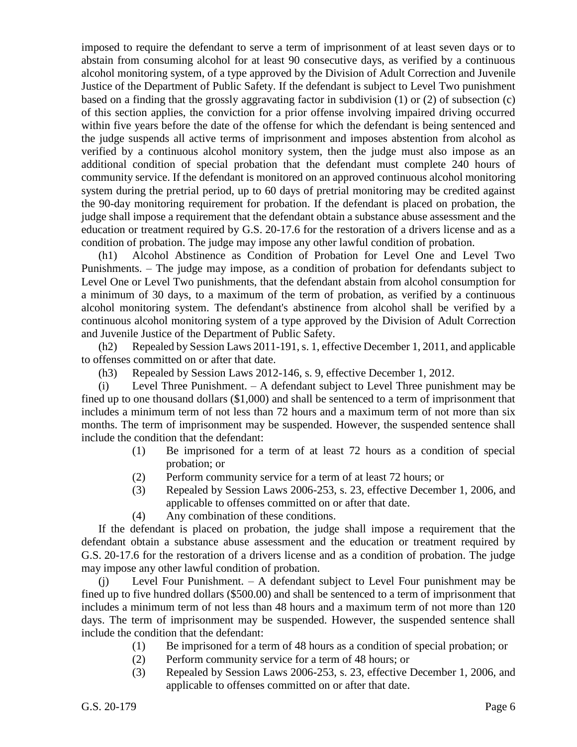imposed to require the defendant to serve a term of imprisonment of at least seven days or to abstain from consuming alcohol for at least 90 consecutive days, as verified by a continuous alcohol monitoring system, of a type approved by the Division of Adult Correction and Juvenile Justice of the Department of Public Safety. If the defendant is subject to Level Two punishment based on a finding that the grossly aggravating factor in subdivision (1) or (2) of subsection (c) of this section applies, the conviction for a prior offense involving impaired driving occurred within five years before the date of the offense for which the defendant is being sentenced and the judge suspends all active terms of imprisonment and imposes abstention from alcohol as verified by a continuous alcohol monitory system, then the judge must also impose as an additional condition of special probation that the defendant must complete 240 hours of community service. If the defendant is monitored on an approved continuous alcohol monitoring system during the pretrial period, up to 60 days of pretrial monitoring may be credited against the 90-day monitoring requirement for probation. If the defendant is placed on probation, the judge shall impose a requirement that the defendant obtain a substance abuse assessment and the education or treatment required by G.S. 20-17.6 for the restoration of a drivers license and as a condition of probation. The judge may impose any other lawful condition of probation.

(h1) Alcohol Abstinence as Condition of Probation for Level One and Level Two Punishments. – The judge may impose, as a condition of probation for defendants subject to Level One or Level Two punishments, that the defendant abstain from alcohol consumption for a minimum of 30 days, to a maximum of the term of probation, as verified by a continuous alcohol monitoring system. The defendant's abstinence from alcohol shall be verified by a continuous alcohol monitoring system of a type approved by the Division of Adult Correction and Juvenile Justice of the Department of Public Safety.

(h2) Repealed by Session Laws 2011-191, s. 1, effective December 1, 2011, and applicable to offenses committed on or after that date.

(h3) Repealed by Session Laws 2012-146, s. 9, effective December 1, 2012.

(i) Level Three Punishment. – A defendant subject to Level Three punishment may be fined up to one thousand dollars ($1,000) and shall be sentenced to a term of imprisonment that includes a minimum term of not less than 72 hours and a maximum term of not more than six months. The term of imprisonment may be suspended. However, the suspended sentence shall include the condition that the defendant:

(1) Be imprisoned for a term of at least 72 hours as a condition of special probation; or
(2) Perform community service for a term of at least 72 hours; or
(3) Repealed by Session Laws 2006-253, s. 23, effective December 1, 2006, and applicable to offenses committed on or after that date.
(4) Any combination of these conditions.

If the defendant is placed on probation, the judge shall impose a requirement that the defendant obtain a substance abuse assessment and the education or treatment required by G.S. 20-17.6 for the restoration of a drivers license and as a condition of probation. The judge may impose any other lawful condition of probation.

(j) Level Four Punishment. – A defendant subject to Level Four punishment may be fined up to five hundred dollars ($500.00) and shall be sentenced to a term of imprisonment that includes a minimum term of not less than 48 hours and a maximum term of not more than 120 days. The term of imprisonment may be suspended. However, the suspended sentence shall include the condition that the defendant:

(1) Be imprisoned for a term of 48 hours as a condition of special probation; or
(2) Perform community service for a term of 48 hours; or
(3) Repealed by Session Laws 2006-253, s. 23, effective December 1, 2006, and applicable to offenses committed on or after that date.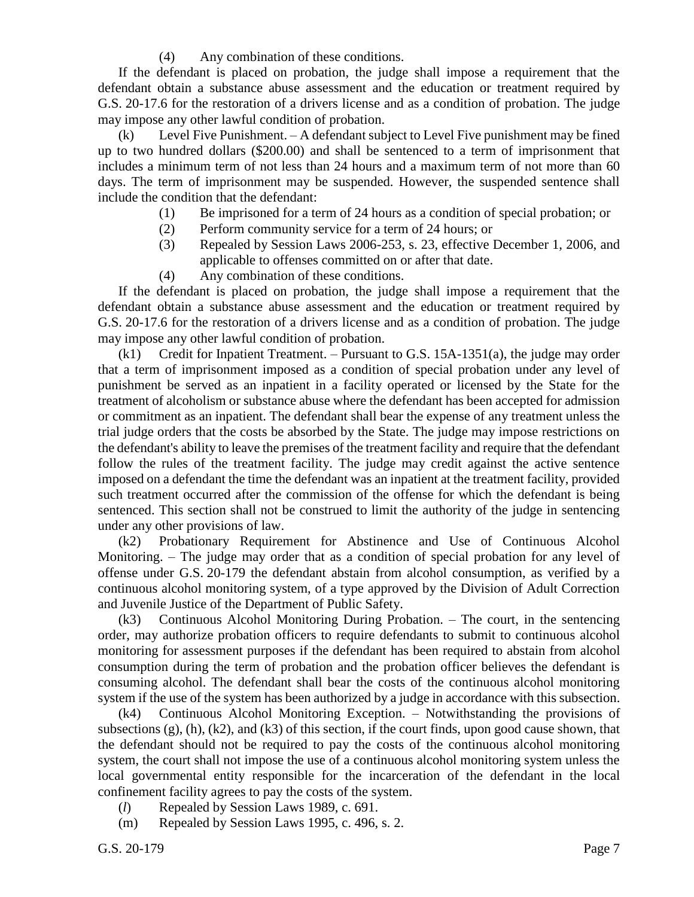(4) Any combination of these conditions.

If the defendant is placed on probation, the judge shall impose a requirement that the defendant obtain a substance abuse assessment and the education or treatment required by G.S. 20-17.6 for the restoration of a drivers license and as a condition of probation. The judge may impose any other lawful condition of probation.

(k) Level Five Punishment. – A defendant subject to Level Five punishment may be fined up to two hundred dollars ($200.00) and shall be sentenced to a term of imprisonment that includes a minimum term of not less than 24 hours and a maximum term of not more than 60 days. The term of imprisonment may be suspended. However, the suspended sentence shall include the condition that the defendant:

(1) Be imprisoned for a term of 24 hours as a condition of special probation; or
(2) Perform community service for a term of 24 hours; or
(3) Repealed by Session Laws 2006-253, s. 23, effective December 1, 2006, and applicable to offenses committed on or after that date.
(4) Any combination of these conditions.

If the defendant is placed on probation, the judge shall impose a requirement that the defendant obtain a substance abuse assessment and the education or treatment required by G.S. 20-17.6 for the restoration of a drivers license and as a condition of probation. The judge may impose any other lawful condition of probation.

(k1) Credit for Inpatient Treatment. – Pursuant to G.S. 15A-1351(a), the judge may order that a term of imprisonment imposed as a condition of special probation under any level of punishment be served as an inpatient in a facility operated or licensed by the State for the treatment of alcoholism or substance abuse where the defendant has been accepted for admission or commitment as an inpatient. The defendant shall bear the expense of any treatment unless the trial judge orders that the costs be absorbed by the State. The judge may impose restrictions on the defendant's ability to leave the premises of the treatment facility and require that the defendant follow the rules of the treatment facility. The judge may credit against the active sentence imposed on a defendant the time the defendant was an inpatient at the treatment facility, provided such treatment occurred after the commission of the offense for which the defendant is being sentenced. This section shall not be construed to limit the authority of the judge in sentencing under any other provisions of law.

(k2) Probationary Requirement for Abstinence and Use of Continuous Alcohol Monitoring. – The judge may order that as a condition of special probation for any level of offense under G.S. 20-179 the defendant abstain from alcohol consumption, as verified by a continuous alcohol monitoring system, of a type approved by the Division of Adult Correction and Juvenile Justice of the Department of Public Safety.

(k3) Continuous Alcohol Monitoring During Probation. – The court, in the sentencing order, may authorize probation officers to require defendants to submit to continuous alcohol monitoring for assessment purposes if the defendant has been required to abstain from alcohol consumption during the term of probation and the probation officer believes the defendant is consuming alcohol. The defendant shall bear the costs of the continuous alcohol monitoring system if the use of the system has been authorized by a judge in accordance with this subsection.

(k4) Continuous Alcohol Monitoring Exception. – Notwithstanding the provisions of subsections (g), (h), (k2), and (k3) of this section, if the court finds, upon good cause shown, that the defendant should not be required to pay the costs of the continuous alcohol monitoring system, the court shall not impose the use of a continuous alcohol monitoring system unless the local governmental entity responsible for the incarceration of the defendant in the local confinement facility agrees to pay the costs of the system.

(*l*) Repealed by Session Laws 1989, c. 691.

(m) Repealed by Session Laws 1995, c. 496, s. 2.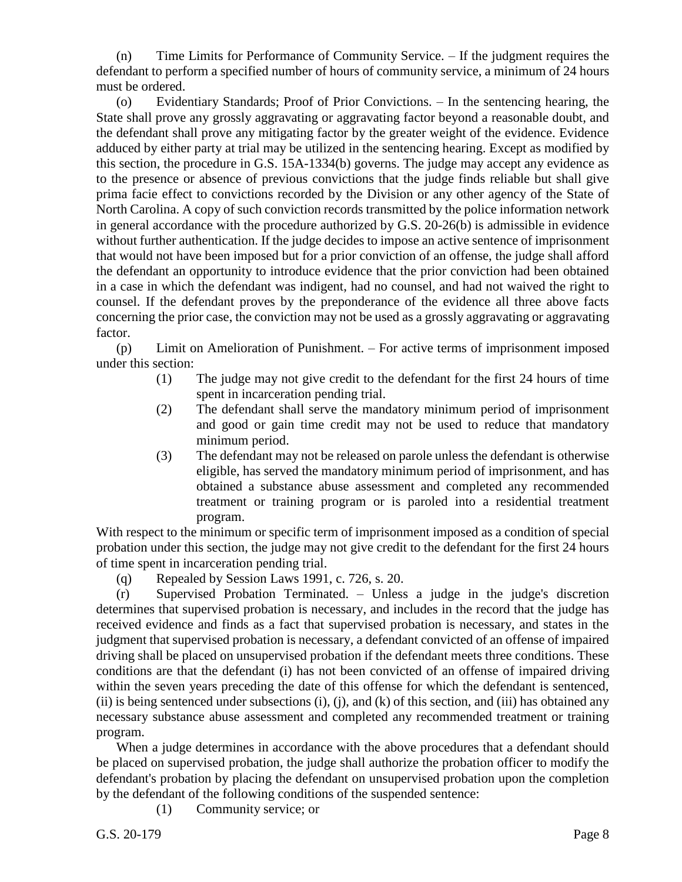(n) Time Limits for Performance of Community Service. – If the judgment requires the defendant to perform a specified number of hours of community service, a minimum of 24 hours must be ordered.

(o) Evidentiary Standards; Proof of Prior Convictions. – In the sentencing hearing, the State shall prove any grossly aggravating or aggravating factor beyond a reasonable doubt, and the defendant shall prove any mitigating factor by the greater weight of the evidence. Evidence adduced by either party at trial may be utilized in the sentencing hearing. Except as modified by this section, the procedure in G.S. 15A-1334(b) governs. The judge may accept any evidence as to the presence or absence of previous convictions that the judge finds reliable but shall give prima facie effect to convictions recorded by the Division or any other agency of the State of North Carolina. A copy of such conviction records transmitted by the police information network in general accordance with the procedure authorized by G.S. 20-26(b) is admissible in evidence without further authentication. If the judge decides to impose an active sentence of imprisonment that would not have been imposed but for a prior conviction of an offense, the judge shall afford the defendant an opportunity to introduce evidence that the prior conviction had been obtained in a case in which the defendant was indigent, had no counsel, and had not waived the right to counsel. If the defendant proves by the preponderance of the evidence all three above facts concerning the prior case, the conviction may not be used as a grossly aggravating or aggravating factor.

(p) Limit on Amelioration of Punishment. – For active terms of imprisonment imposed under this section:

(1) The judge may not give credit to the defendant for the first 24 hours of time spent in incarceration pending trial.
(2) The defendant shall serve the mandatory minimum period of imprisonment and good or gain time credit may not be used to reduce that mandatory minimum period.
(3) The defendant may not be released on parole unless the defendant is otherwise eligible, has served the mandatory minimum period of imprisonment, and has obtained a substance abuse assessment and completed any recommended treatment or training program or is paroled into a residential treatment program.

With respect to the minimum or specific term of imprisonment imposed as a condition of special probation under this section, the judge may not give credit to the defendant for the first 24 hours of time spent in incarceration pending trial.

(q) Repealed by Session Laws 1991, c. 726, s. 20.

(r) Supervised Probation Terminated. – Unless a judge in the judge's discretion determines that supervised probation is necessary, and includes in the record that the judge has received evidence and finds as a fact that supervised probation is necessary, and states in the judgment that supervised probation is necessary, a defendant convicted of an offense of impaired driving shall be placed on unsupervised probation if the defendant meets three conditions. These conditions are that the defendant (i) has not been convicted of an offense of impaired driving within the seven years preceding the date of this offense for which the defendant is sentenced, (ii) is being sentenced under subsections (i), (j), and (k) of this section, and (iii) has obtained any necessary substance abuse assessment and completed any recommended treatment or training program.

When a judge determines in accordance with the above procedures that a defendant should be placed on supervised probation, the judge shall authorize the probation officer to modify the defendant's probation by placing the defendant on unsupervised probation upon the completion by the defendant of the following conditions of the suspended sentence:

(1) Community service; or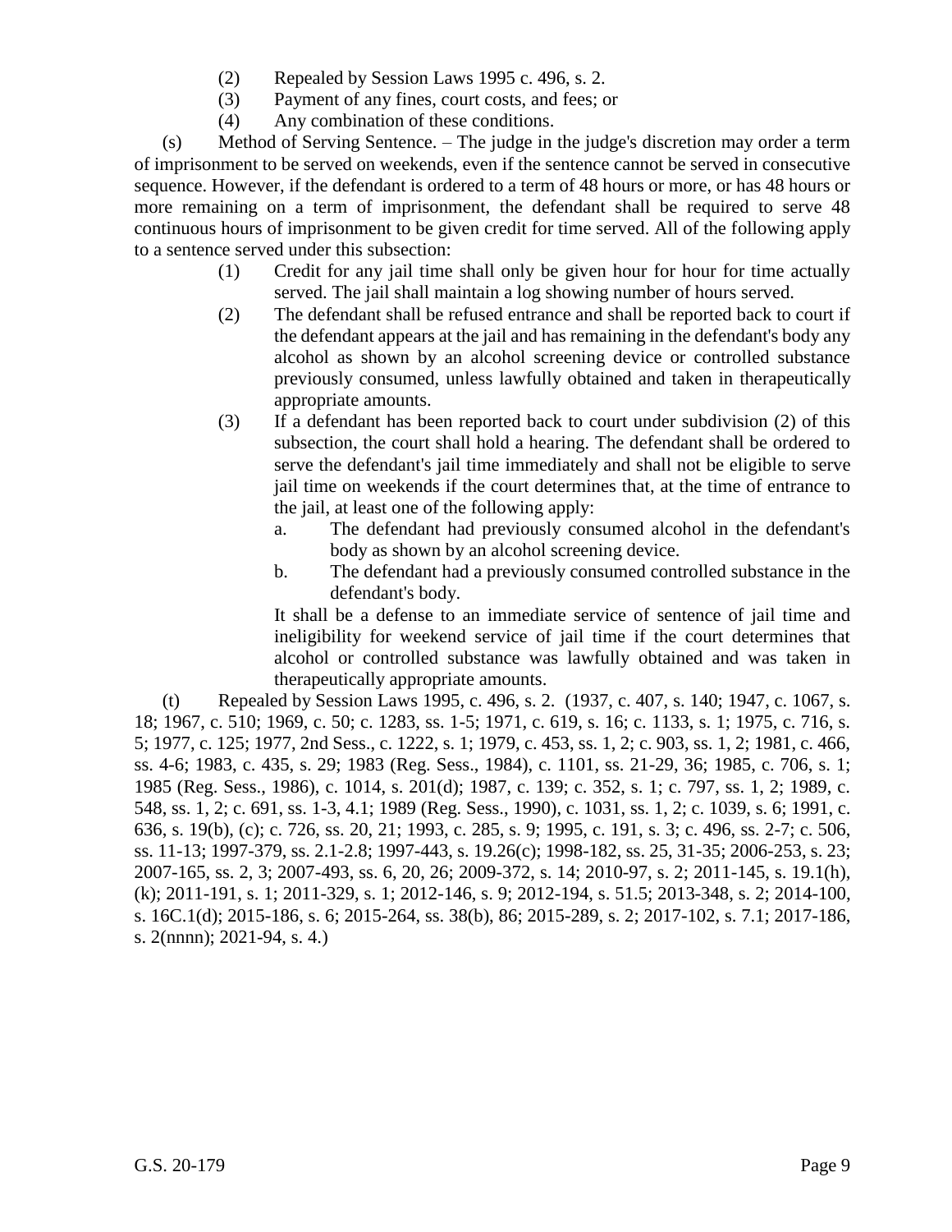(2) Repealed by Session Laws 1995 c. 496, s. 2.
(3) Payment of any fines, court costs, and fees; or
(4) Any combination of these conditions.

(s) Method of Serving Sentence. – The judge in the judge's discretion may order a term of imprisonment to be served on weekends, even if the sentence cannot be served in consecutive sequence. However, if the defendant is ordered to a term of 48 hours or more, or has 48 hours or more remaining on a term of imprisonment, the defendant shall be required to serve 48 continuous hours of imprisonment to be given credit for time served. All of the following apply to a sentence served under this subsection:

(1) Credit for any jail time shall only be given hour for hour for time actually served. The jail shall maintain a log showing number of hours served.
(2) The defendant shall be refused entrance and shall be reported back to court if the defendant appears at the jail and has remaining in the defendant's body any alcohol as shown by an alcohol screening device or controlled substance previously consumed, unless lawfully obtained and taken in therapeutically appropriate amounts.
(3) If a defendant has been reported back to court under subdivision (2) of this subsection, the court shall hold a hearing. The defendant shall be ordered to serve the defendant's jail time immediately and shall not be eligible to serve jail time on weekends if the court determines that, at the time of entrance to the jail, at least one of the following apply:
  a. The defendant had previously consumed alcohol in the defendant's body as shown by an alcohol screening device.
  b. The defendant had a previously consumed controlled substance in the defendant's body.

  It shall be a defense to an immediate service of sentence of jail time and ineligibility for weekend service of jail time if the court determines that alcohol or controlled substance was lawfully obtained and was taken in therapeutically appropriate amounts.

(t) Repealed by Session Laws 1995, c. 496, s. 2. (1937, c. 407, s. 140; 1947, c. 1067, s. 18; 1967, c. 510; 1969, c. 50; c. 1283, ss. 1-5; 1971, c. 619, s. 16; c. 1133, s. 1; 1975, c. 716, s. 5; 1977, c. 125; 1977, 2nd Sess., c. 1222, s. 1; 1979, c. 453, ss. 1, 2; c. 903, ss. 1, 2; 1981, c. 466, ss. 4-6; 1983, c. 435, s. 29; 1983 (Reg. Sess., 1984), c. 1101, ss. 21-29, 36; 1985, c. 706, s. 1; 1985 (Reg. Sess., 1986), c. 1014, s. 201(d); 1987, c. 139; c. 352, s. 1; c. 797, ss. 1, 2; 1989, c. 548, ss. 1, 2; c. 691, ss. 1-3, 4.1; 1989 (Reg. Sess., 1990), c. 1031, ss. 1, 2; c. 1039, s. 6; 1991, c. 636, s. 19(b), (c); c. 726, ss. 20, 21; 1993, c. 285, s. 9; 1995, c. 191, s. 3; c. 496, ss. 2-7; c. 506, ss. 11-13; 1997-379, ss. 2.1-2.8; 1997-443, s. 19.26(c); 1998-182, ss. 25, 31-35; 2006-253, s. 23; 2007-165, ss. 2, 3; 2007-493, ss. 6, 20, 26; 2009-372, s. 14; 2010-97, s. 2; 2011-145, s. 19.1(h), (k); 2011-191, s. 1; 2011-329, s. 1; 2012-146, s. 9; 2012-194, s. 51.5; 2013-348, s. 2; 2014-100, s. 16C.1(d); 2015-186, s. 6; 2015-264, ss. 38(b), 86; 2015-289, s. 2; 2017-102, s. 7.1; 2017-186, s. 2(nnnn); 2021-94, s. 4.)